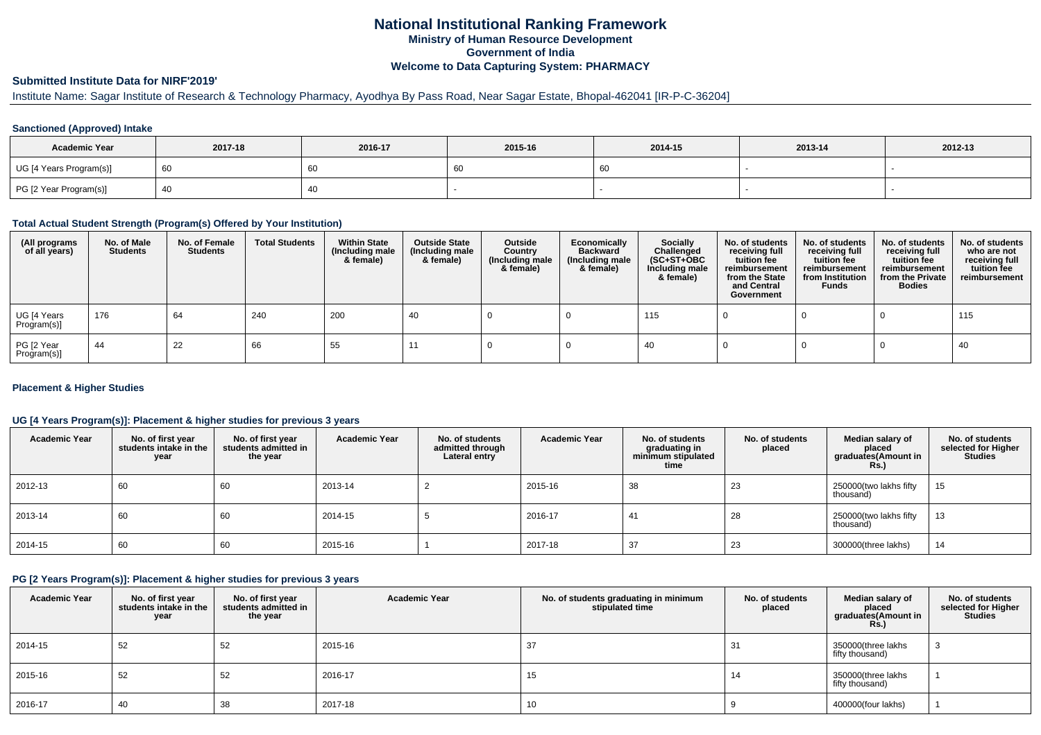# National Institutional Ranking Framework

## Ministry of Human Resource Development

## Government of India

## Welcome to Data Capturing System: PHARMACY

### Submitted Institute Data for NIRF'2019'

Institute Name: Sagar Institute of Research & Technology Pharmacy, Ayodhya By Pass Road, Near Sagar Estate, Bhopal-462041 [IR-P-C-36204]

#### Sanctioned (Approved) Intake

| Academic Year | 2017-18 | 2016-17 | 2015-16 | 2014-15 | 2013-14 | 2012-13 |
|---|---|---|---|---|---|---|
| UG [4 Years Program(s)] | 60 | 60 | 60 | 60 | - | - |
| PG [2 Year Program(s)] | 40 | 40 | - | - | - | - |

#### Total Actual Student Strength (Program(s) Offered by Your Institution)

| (All programs of all years) | No. of Male Students | No. of Female Students | Total Students | Within State (Including male & female) | Outside State (Including male & female) | Outside Country (Including male & female) | Economically Backward (Including male & female) | Socially Challenged (SC+ST+OBC Including male & female) | No. of students receiving full tuition fee reimbursement from the State and Central Government | No. of students receiving full tuition fee reimbursement from Institution Funds | No. of students receiving full tuition fee reimbursement from the Private Bodies | No. of students who are not receiving full tuition fee reimbursement |
|---|---|---|---|---|---|---|---|---|---|---|---|---|
| UG [4 Years Program(s)] | 176 | 64 | 240 | 200 | 40 | 0 | 0 | 115 | 0 | 0 | 0 | 115 |
| PG [2 Year Program(s)] | 44 | 22 | 66 | 55 | 11 | 0 | 0 | 40 | 0 | 0 | 0 | 40 |

#### Placement & Higher Studies

#### UG [4 Years Program(s)]: Placement & higher studies for previous 3 years

| Academic Year | No. of first year students intake in the year | No. of first year students admitted in the year | Academic Year | No. of students admitted through Lateral entry | Academic Year | No. of students graduating in minimum stipulated time | No. of students placed | Median salary of placed graduates(Amount in Rs.) | No. of students selected for Higher Studies |
|---|---|---|---|---|---|---|---|---|---|
| 2012-13 | 60 | 60 | 2013-14 | 2 | 2015-16 | 38 | 23 | 250000(two lakhs fifty thousand) | 15 |
| 2013-14 | 60 | 60 | 2014-15 | 5 | 2016-17 | 41 | 28 | 250000(two lakhs fifty thousand) | 13 |
| 2014-15 | 60 | 60 | 2015-16 | 1 | 2017-18 | 37 | 23 | 300000(three lakhs) | 14 |

#### PG [2 Years Program(s)]: Placement & higher studies for previous 3 years

| Academic Year | No. of first year students intake in the year | No. of first year students admitted in the year | Academic Year | No. of students graduating in minimum stipulated time | No. of students placed | Median salary of placed graduates(Amount in Rs.) | No. of students selected for Higher Studies |
|---|---|---|---|---|---|---|---|
| 2014-15 | 52 | 52 | 2015-16 | 37 | 31 | 350000(three lakhs fifty thousand) | 3 |
| 2015-16 | 52 | 52 | 2016-17 | 15 | 14 | 350000(three lakhs fifty thousand) | 1 |
| 2016-17 | 40 | 38 | 2017-18 | 10 | 9 | 400000(four lakhs) | 1 |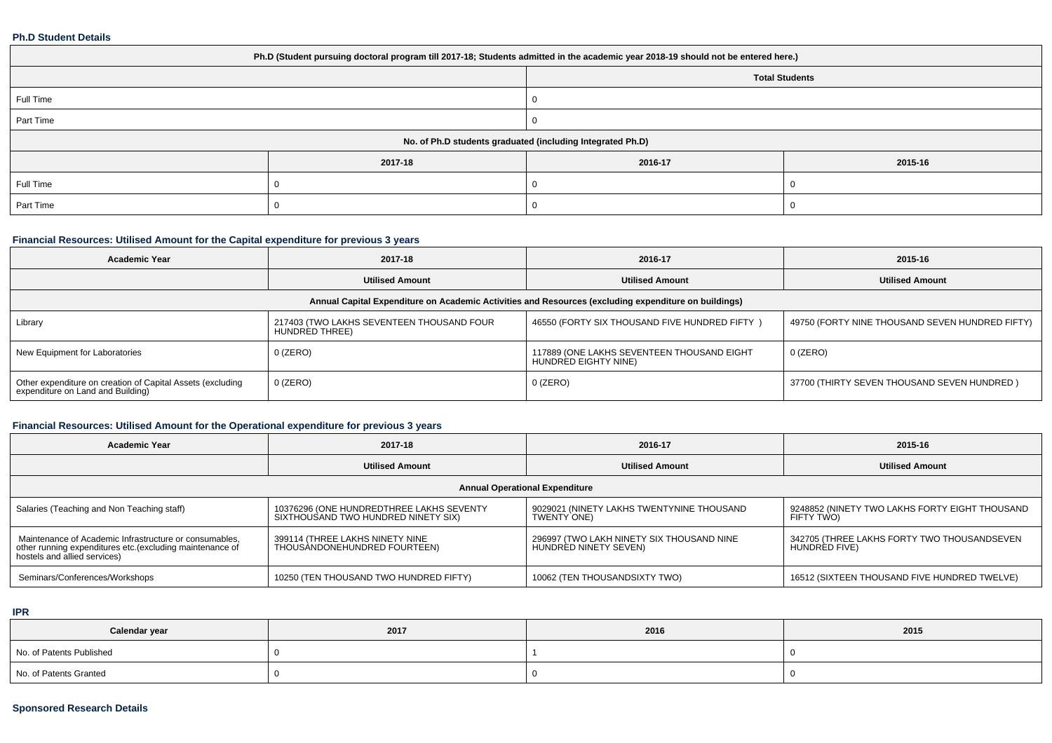**Ph.D Student Details**

| Ph.D (Student pursuing doctoral program till 2017-18; Students admitted in the academic year 2018-19 should not be entered here.) | | | |
|---|---|---|---|
| | | Total Students | |
| Full Time | | 0 | |
| Part Time | | 0 | |
| No. of Ph.D students graduated (including Integrated Ph.D) | | | |
| | 2017-18 | 2016-17 | 2015-16 |
| Full Time | 0 | 0 | 0 |
| Part Time | 0 | 0 | 0 |

**Financial Resources: Utilised Amount for the Capital expenditure for previous 3 years**

| Academic Year | 2017-18 | 2016-17 | 2015-16 |
|---|---|---|---|
| | Utilised Amount | Utilised Amount | Utilised Amount |
| Annual Capital Expenditure on Academic Activities and Resources (excluding expenditure on buildings) | | | |
| Library | 217403 (TWO LAKHS SEVENTEEN THOUSAND FOUR HUNDRED THREE) | 46550 (FORTY SIX THOUSAND FIVE HUNDRED FIFTY ) | 49750 (FORTY NINE THOUSAND SEVEN HUNDRED FIFTY) |
| New Equipment for Laboratories | 0 (ZERO) | 117889 (ONE LAKHS SEVENTEEN THOUSAND EIGHT HUNDRED EIGHTY NINE) | 0 (ZERO) |
| Other expenditure on creation of Capital Assets (excluding expenditure on Land and Building) | 0 (ZERO) | 0 (ZERO) | 37700 (THIRTY SEVEN THOUSAND SEVEN HUNDRED ) |

**Financial Resources: Utilised Amount for the Operational expenditure for previous 3 years**

| Academic Year | 2017-18 | 2016-17 | 2015-16 |
|---|---|---|---|
| | Utilised Amount | Utilised Amount | Utilised Amount |
| Annual Operational Expenditure | | | |
| Salaries (Teaching and Non Teaching staff) | 10376296 (ONE HUNDREDTHREE LAKHS SEVENTY SIXTHOUSAND TWO HUNDRED NINETY SIX) | 9029021 (NINETY LAKHS TWENTYNINE THOUSAND TWENTY ONE) | 9248852 (NINETY TWO LAKHS FORTY EIGHT THOUSAND FIFTY TWO) |
| Maintenance of Academic Infrastructure or consumables, other running expenditures etc.(excluding maintenance of hostels and allied services) | 399114 (THREE LAKHS NINETY NINE THOUSANDONEHUNDRED FOURTEEN) | 296997 (TWO LAKH NINETY SIX THOUSAND NINE HUNDRED NINETY SEVEN) | 342705 (THREE LAKHS FORTY TWO THOUSANDSEVEN HUNDRED FIVE) |
| Seminars/Conferences/Workshops | 10250 (TEN THOUSAND TWO HUNDRED FIFTY) | 10062 (TEN THOUSANDSIXTY TWO) | 16512 (SIXTEEN THOUSAND FIVE HUNDRED TWELVE) |

**IPR**

| Calendar year | 2017 | 2016 | 2015 |
|---|---|---|---|
| No. of Patents Published | 0 | 1 | 0 |
| No. of Patents Granted | 0 | 0 | 0 |

**Sponsored Research Details**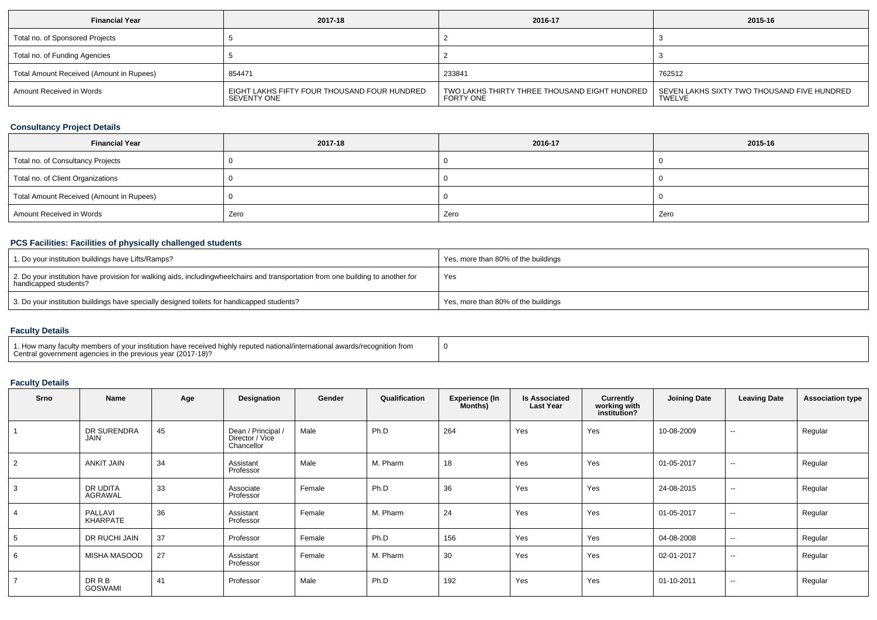| Financial Year | 2017-18 | 2016-17 | 2015-16 |
|---|---|---|---|
| Total no. of Sponsored Projects | 5 | 2 | 3 |
| Total no. of Funding Agencies | 5 | 2 | 3 |
| Total Amount Received (Amount in Rupees) | 854471 | 233841 | 762512 |
| Amount Received in Words | EIGHT LAKHS FIFTY FOUR THOUSAND FOUR HUNDRED SEVENTY ONE | TWO LAKHS THIRTY THREE THOUSAND EIGHT HUNDRED FORTY ONE | SEVEN LAKHS SIXTY TWO THOUSAND FIVE HUNDRED TWELVE |

## Consultancy Project Details

| Financial Year | 2017-18 | 2016-17 | 2015-16 |
|---|---|---|---|
| Total no. of Consultancy Projects | 0 | 0 | 0 |
| Total no. of Client Organizations | 0 | 0 | 0 |
| Total Amount Received (Amount in Rupees) | 0 | 0 | 0 |
| Amount Received in Words | Zero | Zero | Zero |

## PCS Facilities: Facilities of physically challenged students

| | |
|---|---|
| 1. Do your institution buildings have Lifts/Ramps? | Yes, more than 80% of the buildings |
| 2. Do your institution have provision for walking aids, includingwheelchairs and transportation from one building to another for handicapped students? | Yes |
| 3. Do your institution buildings have specially designed toilets for handicapped students? | Yes, more than 80% of the buildings |

## Faculty Details

| | |
|---|---|
| 1. How many faculty members of your institution have received highly reputed national/international awards/recognition from Central government agencies in the previous year (2017-18)? | 0 |

## Faculty Details

| Srno | Name | Age | Designation | Gender | Qualification | Experience (In Months) | Is Associated Last Year | Currently working with institution? | Joining Date | Leaving Date | Association type |
|---|---|---|---|---|---|---|---|---|---|---|---|
| 1 | DR SURENDRA JAIN | 45 | Dean / Principal / Director / Vice Chancellor | Male | Ph.D | 264 | Yes | Yes | 10-08-2009 | -- | Regular |
| 2 | ANKIT JAIN | 34 | Assistant Professor | Male | M. Pharm | 18 | Yes | Yes | 01-05-2017 | -- | Regular |
| 3 | DR UDITA AGRAWAL | 33 | Associate Professor | Female | Ph.D | 36 | Yes | Yes | 24-08-2015 | -- | Regular |
| 4 | PALLAVI KHARPATE | 36 | Assistant Professor | Female | M. Pharm | 24 | Yes | Yes | 01-05-2017 | -- | Regular |
| 5 | DR RUCHI JAIN | 37 | Professor | Female | Ph.D | 156 | Yes | Yes | 04-08-2008 | -- | Regular |
| 6 | MISHA MASOOD | 27 | Assistant Professor | Female | M. Pharm | 30 | Yes | Yes | 02-01-2017 | -- | Regular |
| 7 | DR R B GOSWAMI | 41 | Professor | Male | Ph.D | 192 | Yes | Yes | 01-10-2011 | -- | Regular |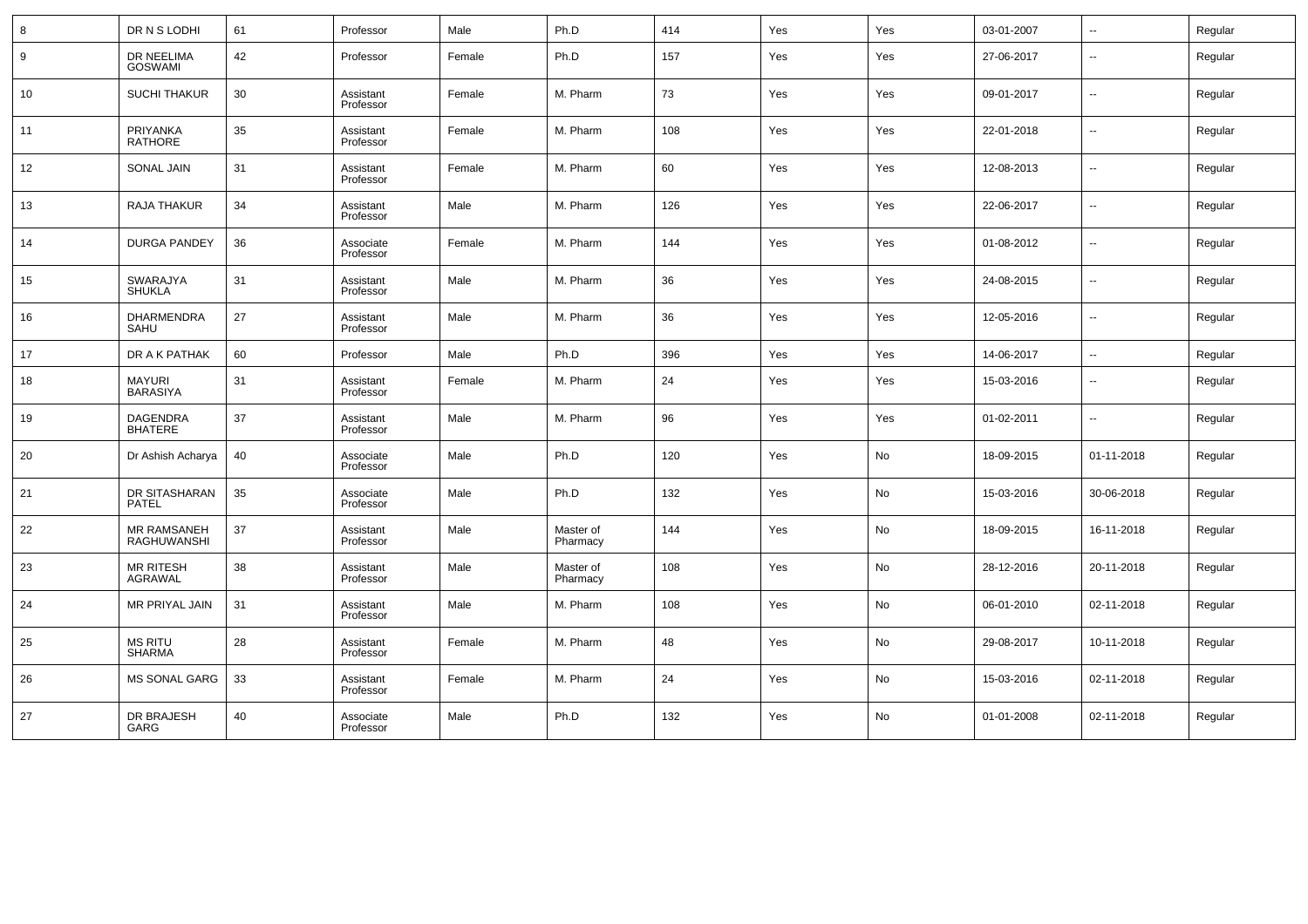| | | | | | | | | | | | |
|---|---|---|---|---|---|---|---|---|---|---|---|
| 8 | DR N S LODHI | 61 | Professor | Male | Ph.D | 414 | Yes | Yes | 03-01-2007 | -- | Regular |
| 9 | DR NEELIMA GOSWAMI | 42 | Professor | Female | Ph.D | 157 | Yes | Yes | 27-06-2017 | -- | Regular |
| 10 | SUCHI THAKUR | 30 | Assistant Professor | Female | M. Pharm | 73 | Yes | Yes | 09-01-2017 | -- | Regular |
| 11 | PRIYANKA RATHORE | 35 | Assistant Professor | Female | M. Pharm | 108 | Yes | Yes | 22-01-2018 | -- | Regular |
| 12 | SONAL JAIN | 31 | Assistant Professor | Female | M. Pharm | 60 | Yes | Yes | 12-08-2013 | -- | Regular |
| 13 | RAJA THAKUR | 34 | Assistant Professor | Male | M. Pharm | 126 | Yes | Yes | 22-06-2017 | -- | Regular |
| 14 | DURGA PANDEY | 36 | Associate Professor | Female | M. Pharm | 144 | Yes | Yes | 01-08-2012 | -- | Regular |
| 15 | SWARAJYA SHUKLA | 31 | Assistant Professor | Male | M. Pharm | 36 | Yes | Yes | 24-08-2015 | -- | Regular |
| 16 | DHARMENDRA SAHU | 27 | Assistant Professor | Male | M. Pharm | 36 | Yes | Yes | 12-05-2016 | -- | Regular |
| 17 | DR A K PATHAK | 60 | Professor | Male | Ph.D | 396 | Yes | Yes | 14-06-2017 | -- | Regular |
| 18 | MAYURI BARASIYA | 31 | Assistant Professor | Female | M. Pharm | 24 | Yes | Yes | 15-03-2016 | -- | Regular |
| 19 | DAGENDRA BHATERE | 37 | Assistant Professor | Male | M. Pharm | 96 | Yes | Yes | 01-02-2011 | -- | Regular |
| 20 | Dr Ashish Acharya | 40 | Associate Professor | Male | Ph.D | 120 | Yes | No | 18-09-2015 | 01-11-2018 | Regular |
| 21 | DR SITASHARAN PATEL | 35 | Associate Professor | Male | Ph.D | 132 | Yes | No | 15-03-2016 | 30-06-2018 | Regular |
| 22 | MR RAMSANEH RAGHUWANSHI | 37 | Assistant Professor | Male | Master of Pharmacy | 144 | Yes | No | 18-09-2015 | 16-11-2018 | Regular |
| 23 | MR RITESH AGRAWAL | 38 | Assistant Professor | Male | Master of Pharmacy | 108 | Yes | No | 28-12-2016 | 20-11-2018 | Regular |
| 24 | MR PRIYAL JAIN | 31 | Assistant Professor | Male | M. Pharm | 108 | Yes | No | 06-01-2010 | 02-11-2018 | Regular |
| 25 | MS RITU SHARMA | 28 | Assistant Professor | Female | M. Pharm | 48 | Yes | No | 29-08-2017 | 10-11-2018 | Regular |
| 26 | MS SONAL GARG | 33 | Assistant Professor | Female | M. Pharm | 24 | Yes | No | 15-03-2016 | 02-11-2018 | Regular |
| 27 | DR BRAJESH GARG | 40 | Associate Professor | Male | Ph.D | 132 | Yes | No | 01-01-2008 | 02-11-2018 | Regular |